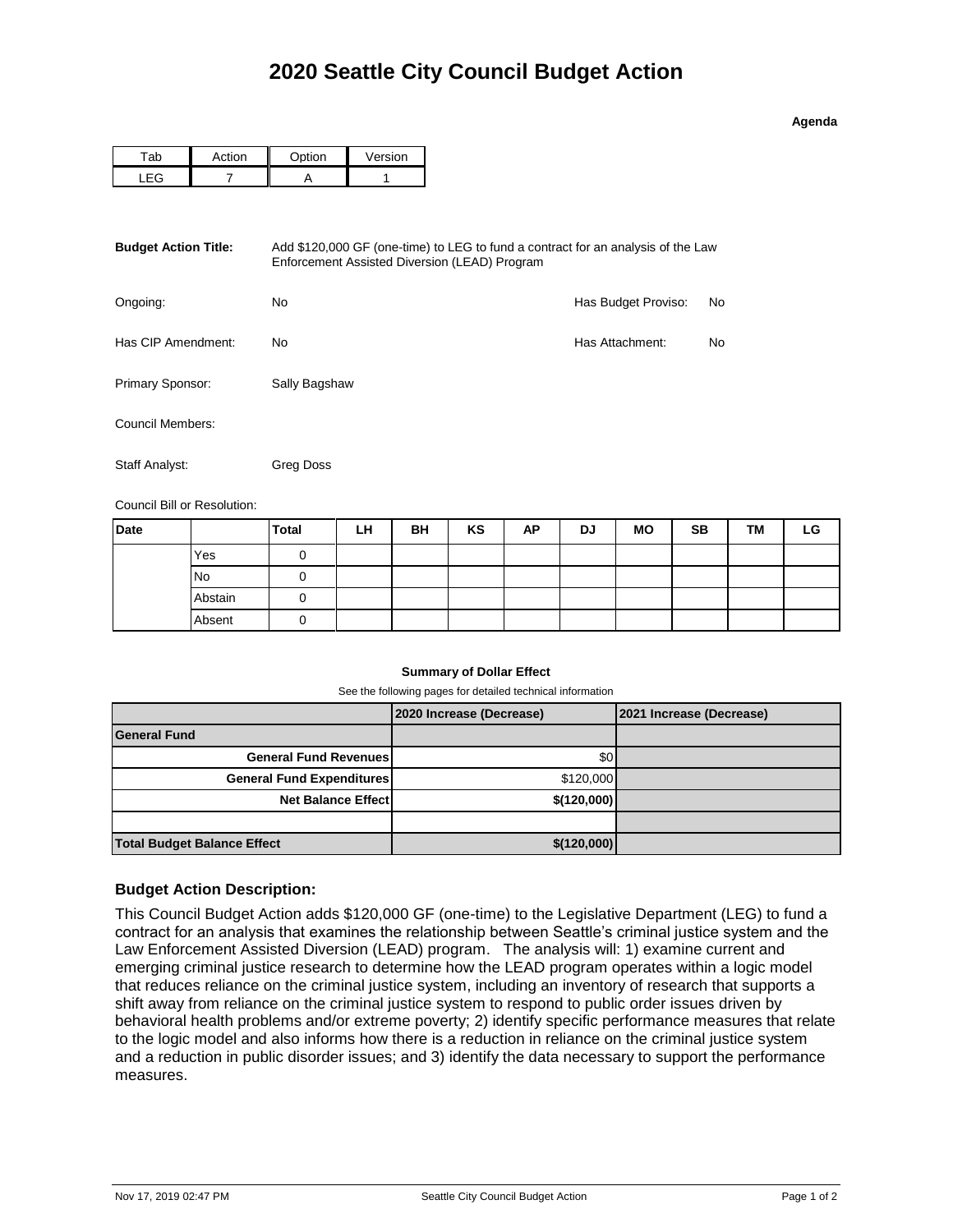# 2020 Seattle City Council Budget Action

**Agenda**

| Tab | Action | Option | Version |
|---|---|---|---|
| LEG | 7 | A | 1 |

**Budget Action Title:** Add $120,000 GF (one-time) to LEG to fund a contract for an analysis of the Law Enforcement Assisted Diversion (LEAD) Program

Ongoing: No

Has Budget Proviso: No

Has CIP Amendment: No

Has Attachment: No

Primary Sponsor: Sally Bagshaw

Council Members:

Staff Analyst: Greg Doss

Council Bill or Resolution:

| Date | | Total | LH | BH | KS | AP | DJ | MO | SB | TM | LG |
|---|---|---|---|---|---|---|---|---|---|---|---|
| | Yes | 0 | | | | | | | | | |
| | No | 0 | | | | | | | | | |
| | Abstain | 0 | | | | | | | | | |
| | Absent | 0 | | | | | | | | | |

**Summary of Dollar Effect**

See the following pages for detailed technical information

| | 2020 Increase (Decrease) | 2021 Increase (Decrease) |
|---|---|---|
| **General Fund** | | |
| **General Fund Revenues** | $0 | |
| **General Fund Expenditures** | $120,000 | |
| **Net Balance Effect** | **$(120,000)** | |
| | | |
| **Total Budget Balance Effect** | **$(120,000)** | |

### Budget Action Description:

This Council Budget Action adds $120,000 GF (one-time) to the Legislative Department (LEG) to fund a contract for an analysis that examines the relationship between Seattle's criminal justice system and the Law Enforcement Assisted Diversion (LEAD) program. The analysis will: 1) examine current and emerging criminal justice research to determine how the LEAD program operates within a logic model that reduces reliance on the criminal justice system, including an inventory of research that supports a shift away from reliance on the criminal justice system to respond to public order issues driven by behavioral health problems and/or extreme poverty; 2) identify specific performance measures that relate to the logic model and also informs how there is a reduction in reliance on the criminal justice system and a reduction in public disorder issues; and 3) identify the data necessary to support the performance measures.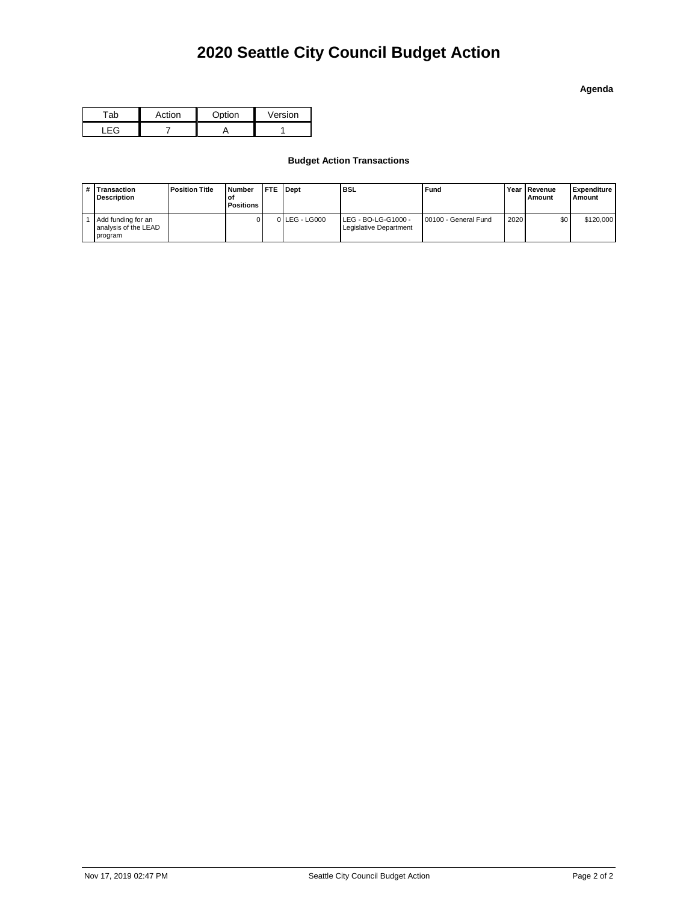# 2020 Seattle City Council Budget Action

**Agenda**

| Tab | Action | Option | Version |
|---|---|---|---|
| LEG | 7 | A | 1 |

### Budget Action Transactions

| # | Transaction Description | Position Title | Number of Positions | FTE | Dept | BSL | Fund | Year | Revenue Amount | Expenditure Amount |
|---|---|---|---|---|---|---|---|---|---|---|
| 1 | Add funding for an analysis of the LEAD program | | 0 | 0 | LEG - LG000 | LEG - BO-LG-G1000 - Legislative Department | 00100 - General Fund | 2020 | $0 | $120,000 |